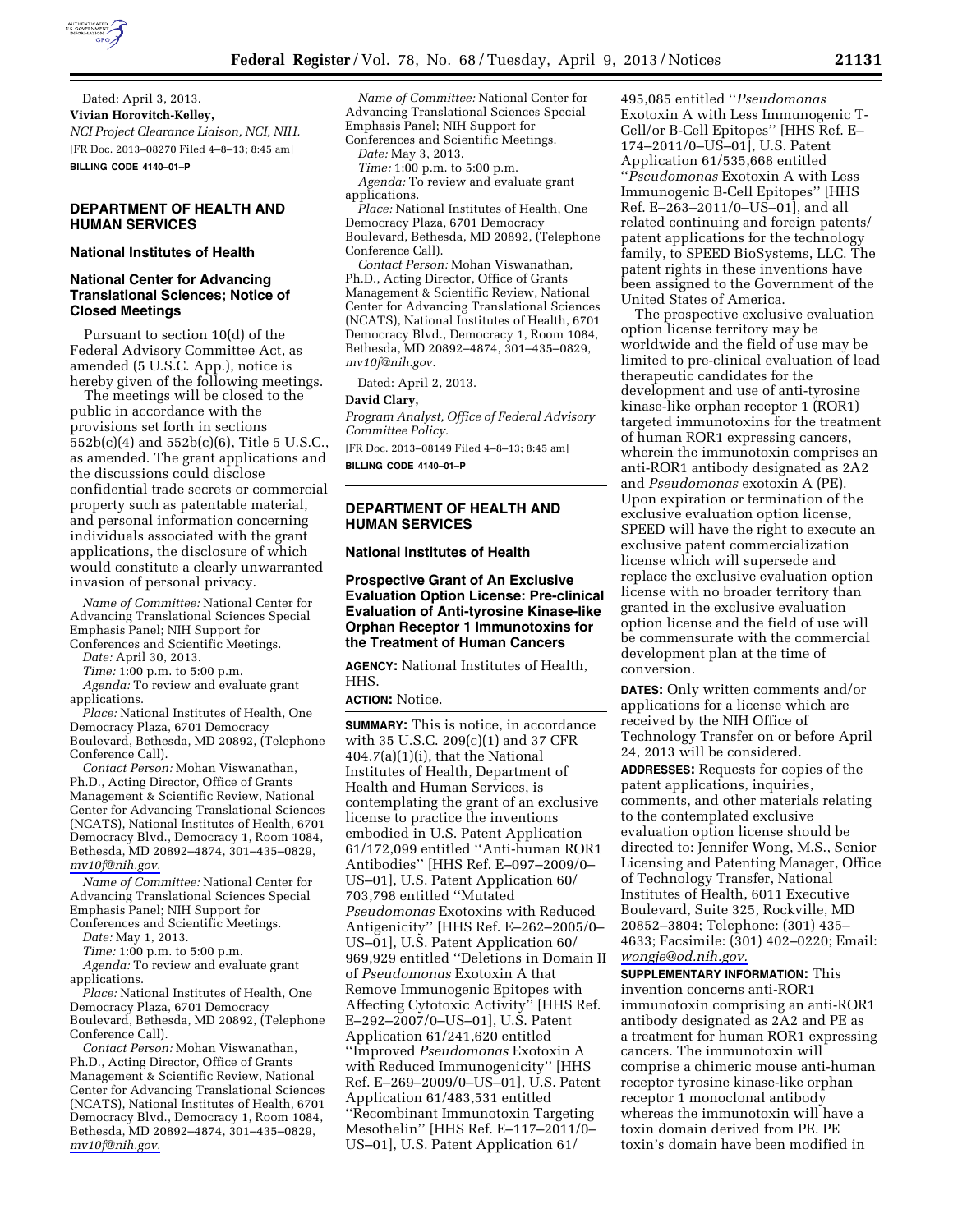Dated: April 3, 2013.

**Vivian Horovitch-Kelley,**

*NCI Project Clearance Liaison, NCI, NIH.*

[FR Doc. 2013–08270 Filed 4–8–13; 8:45 am]

**BILLING CODE 4140–01–P**

## DEPARTMENT OF HEALTH AND HUMAN SERVICES

### National Institutes of Health

### National Center for Advancing Translational Sciences; Notice of Closed Meetings

Pursuant to section 10(d) of the Federal Advisory Committee Act, as amended (5 U.S.C. App.), notice is hereby given of the following meetings.

The meetings will be closed to the public in accordance with the provisions set forth in sections 552b(c)(4) and 552b(c)(6), Title 5 U.S.C., as amended. The grant applications and the discussions could disclose confidential trade secrets or commercial property such as patentable material, and personal information concerning individuals associated with the grant applications, the disclosure of which would constitute a clearly unwarranted invasion of personal privacy.

*Name of Committee:* National Center for Advancing Translational Sciences Special Emphasis Panel; NIH Support for Conferences and Scientific Meetings.

*Date:* April 30, 2013.

*Time:* 1:00 p.m. to 5:00 p.m.

*Agenda:* To review and evaluate grant applications.

*Place:* National Institutes of Health, One Democracy Plaza, 6701 Democracy Boulevard, Bethesda, MD 20892, (Telephone Conference Call).

*Contact Person:* Mohan Viswanathan, Ph.D., Acting Director, Office of Grants Management & Scientific Review, National Center for Advancing Translational Sciences (NCATS), National Institutes of Health, 6701 Democracy Blvd., Democracy 1, Room 1084, Bethesda, MD 20892–4874, 301–435–0829, *mv10f@nih.gov.*

*Name of Committee:* National Center for Advancing Translational Sciences Special Emphasis Panel; NIH Support for Conferences and Scientific Meetings.

*Date:* May 1, 2013.

*Time:* 1:00 p.m. to 5:00 p.m.

*Agenda:* To review and evaluate grant applications.

*Place:* National Institutes of Health, One Democracy Plaza, 6701 Democracy Boulevard, Bethesda, MD 20892, (Telephone Conference Call).

*Contact Person:* Mohan Viswanathan, Ph.D., Acting Director, Office of Grants Management & Scientific Review, National Center for Advancing Translational Sciences (NCATS), National Institutes of Health, 6701 Democracy Blvd., Democracy 1, Room 1084, Bethesda, MD 20892–4874, 301–435–0829, *mv10f@nih.gov.*

*Name of Committee:* National Center for Advancing Translational Sciences Special Emphasis Panel; NIH Support for Conferences and Scientific Meetings.

*Date:* May 3, 2013.

*Time:* 1:00 p.m. to 5:00 p.m.

*Agenda:* To review and evaluate grant applications.

*Place:* National Institutes of Health, One Democracy Plaza, 6701 Democracy Boulevard, Bethesda, MD 20892, (Telephone Conference Call).

*Contact Person:* Mohan Viswanathan, Ph.D., Acting Director, Office of Grants Management & Scientific Review, National Center for Advancing Translational Sciences (NCATS), National Institutes of Health, 6701 Democracy Blvd., Democracy 1, Room 1084, Bethesda, MD 20892–4874, 301–435–0829, *mv10f@nih.gov.*

Dated: April 2, 2013.

**David Clary,**

*Program Analyst, Office of Federal Advisory Committee Policy.*

[FR Doc. 2013–08149 Filed 4–8–13; 8:45 am]

**BILLING CODE 4140–01–P**

## DEPARTMENT OF HEALTH AND HUMAN SERVICES

### National Institutes of Health

### Prospective Grant of An Exclusive Evaluation Option License: Pre-clinical Evaluation of Anti-tyrosine Kinase-like Orphan Receptor 1 Immunotoxins for the Treatment of Human Cancers

**AGENCY:** National Institutes of Health, HHS.

**ACTION:** Notice.

**SUMMARY:** This is notice, in accordance with 35 U.S.C. 209(c)(1) and 37 CFR 404.7(a)(1)(i), that the National Institutes of Health, Department of Health and Human Services, is contemplating the grant of an exclusive license to practice the inventions embodied in U.S. Patent Application 61/172,099 entitled ''Anti-human ROR1 Antibodies'' [HHS Ref. E–097–2009/0–US–01], U.S. Patent Application 60/703,798 entitled ''Mutated *Pseudomonas* Exotoxins with Reduced Antigenicity'' [HHS Ref. E–262–2005/0–US–01], U.S. Patent Application 60/969,929 entitled ''Deletions in Domain II of *Pseudomonas* Exotoxin A that Remove Immunogenic Epitopes with Affecting Cytotoxic Activity'' [HHS Ref. E–292–2007/0–US–01], U.S. Patent Application 61/241,620 entitled ''Improved *Pseudomonas* Exotoxin A with Reduced Immunogenicity'' [HHS Ref. E–269–2009/0–US–01], U.S. Patent Application 61/483,531 entitled ''Recombinant Immunotoxin Targeting Mesothelin'' [HHS Ref. E–117–2011/0–US–01], U.S. Patent Application 61/495,085 entitled ''*Pseudomonas* Exotoxin A with Less Immunogenic T-Cell/or B-Cell Epitopes'' [HHS Ref. E–174–2011/0–US–01], U.S. Patent Application 61/535,668 entitled ''*Pseudomonas* Exotoxin A with Less Immunogenic B-Cell Epitopes'' [HHS Ref. E–263–2011/0–US–01], and all related continuing and foreign patents/patent applications for the technology family, to SPEED BioSystems, LLC. The patent rights in these inventions have been assigned to the Government of the United States of America.

The prospective exclusive evaluation option license territory may be worldwide and the field of use may be limited to pre-clinical evaluation of lead therapeutic candidates for the development and use of anti-tyrosine kinase-like orphan receptor 1 (ROR1) targeted immunotoxins for the treatment of human ROR1 expressing cancers, wherein the immunotoxin comprises an anti-ROR1 antibody designated as 2A2 and *Pseudomonas* exotoxin A (PE). Upon expiration or termination of the exclusive evaluation option license, SPEED will have the right to execute an exclusive patent commercialization license which will supersede and replace the exclusive evaluation option license with no broader territory than granted in the exclusive evaluation option license and the field of use will be commensurate with the commercial development plan at the time of conversion.

**DATES:** Only written comments and/or applications for a license which are received by the NIH Office of Technology Transfer on or before April 24, 2013 will be considered.

**ADDRESSES:** Requests for copies of the patent applications, inquiries, comments, and other materials relating to the contemplated exclusive evaluation option license should be directed to: Jennifer Wong, M.S., Senior Licensing and Patenting Manager, Office of Technology Transfer, National Institutes of Health, 6011 Executive Boulevard, Suite 325, Rockville, MD 20852–3804; Telephone: (301) 435–4633; Facsimile: (301) 402–0220; Email: *wongje@od.nih.gov.*

**SUPPLEMENTARY INFORMATION:** This invention concerns anti-ROR1 immunotoxin comprising an anti-ROR1 antibody designated as 2A2 and PE as a treatment for human ROR1 expressing cancers. The immunotoxin will comprise a chimeric mouse anti-human receptor tyrosine kinase-like orphan receptor 1 monoclonal antibody whereas the immunotoxin will have a toxin domain derived from PE. PE toxin's domain have been modified in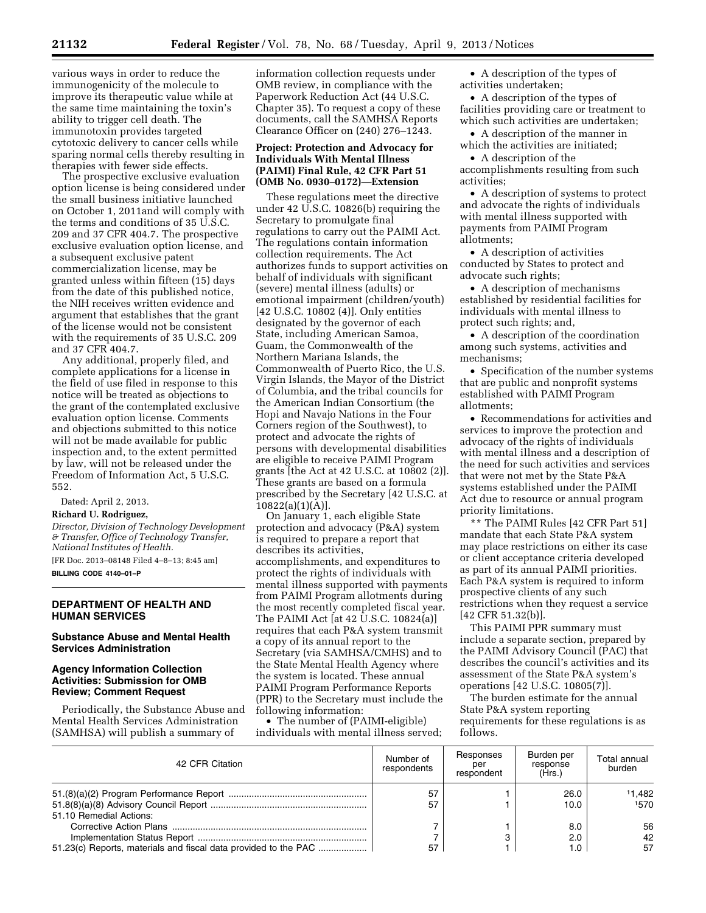various ways in order to reduce the immunogenicity of the molecule to improve its therapeutic value while at the same time maintaining the toxin's ability to trigger cell death. The immunotoxin provides targeted cytotoxic delivery to cancer cells while sparing normal cells thereby resulting in therapies with fewer side effects.

The prospective exclusive evaluation option license is being considered under the small business initiative launched on October 1, 2011and will comply with the terms and conditions of 35 U.S.C. 209 and 37 CFR 404.7. The prospective exclusive evaluation option license, and a subsequent exclusive patent commercialization license, may be granted unless within fifteen (15) days from the date of this published notice, the NIH receives written evidence and argument that establishes that the grant of the license would not be consistent with the requirements of 35 U.S.C. 209 and 37 CFR 404.7.

Any additional, properly filed, and complete applications for a license in the field of use filed in response to this notice will be treated as objections to the grant of the contemplated exclusive evaluation option license. Comments and objections submitted to this notice will not be made available for public inspection and, to the extent permitted by law, will not be released under the Freedom of Information Act, 5 U.S.C. 552.

Dated: April 2, 2013.

**Richard U. Rodriguez,**

*Director, Division of Technology Development & Transfer, Office of Technology Transfer, National Institutes of Health.*

[FR Doc. 2013–08148 Filed 4–8–13; 8:45 am]

**BILLING CODE 4140–01–P**

## DEPARTMENT OF HEALTH AND HUMAN SERVICES

### Substance Abuse and Mental Health Services Administration

### Agency Information Collection Activities: Submission for OMB Review; Comment Request

Periodically, the Substance Abuse and Mental Health Services Administration (SAMHSA) will publish a summary of information collection requests under OMB review, in compliance with the Paperwork Reduction Act (44 U.S.C. Chapter 35). To request a copy of these documents, call the SAMHSA Reports Clearance Officer on (240) 276–1243.

**Project: Protection and Advocacy for Individuals With Mental Illness (PAIMI) Final Rule, 42 CFR Part 51 (OMB No. 0930–0172)—Extension**

These regulations meet the directive under 42 U.S.C. 10826(b) requiring the Secretary to promulgate final regulations to carry out the PAIMI Act. The regulations contain information collection requirements. The Act authorizes funds to support activities on behalf of individuals with significant (severe) mental illness (adults) or emotional impairment (children/youth) [42 U.S.C. 10802 (4)]. Only entities designated by the governor of each State, including American Samoa, Guam, the Commonwealth of the Northern Mariana Islands, the Commonwealth of Puerto Rico, the U.S. Virgin Islands, the Mayor of the District of Columbia, and the tribal councils for the American Indian Consortium (the Hopi and Navajo Nations in the Four Corners region of the Southwest), to protect and advocate the rights of persons with developmental disabilities are eligible to receive PAIMI Program grants [the Act at 42 U.S.C. at 10802 (2)]. These grants are based on a formula prescribed by the Secretary [42 U.S.C. at 10822(a)(1)(A)].

On January 1, each eligible State protection and advocacy (P&A) system is required to prepare a report that describes its activities, accomplishments, and expenditures to protect the rights of individuals with mental illness supported with payments from PAIMI Program allotments during the most recently completed fiscal year. The PAIMI Act [at 42 U.S.C. 10824(a)] requires that each P&A system transmit a copy of its annual report to the Secretary (via SAMHSA/CMHS) and to the State Mental Health Agency where the system is located. These annual PAIMI Program Performance Reports (PPR) to the Secretary must include the following information:

- The number of (PAIMI-eligible) individuals with mental illness served;
- A description of the types of activities undertaken;
- A description of the types of facilities providing care or treatment to which such activities are undertaken;
- A description of the manner in which the activities are initiated;
- A description of the accomplishments resulting from such activities;
- A description of systems to protect and advocate the rights of individuals with mental illness supported with payments from PAIMI Program allotments;
- A description of activities conducted by States to protect and advocate such rights;
- A description of mechanisms established by residential facilities for individuals with mental illness to protect such rights; and,
- A description of the coordination among such systems, activities and mechanisms;
- Specification of the number systems that are public and nonprofit systems established with PAIMI Program allotments;
- Recommendations for activities and services to improve the protection and advocacy of the rights of individuals with mental illness and a description of the need for such activities and services that were not met by the State P&A systems established under the PAIMI Act due to resource or annual program priority limitations.

** The PAIMI Rules [42 CFR Part 51] mandate that each State P&A system may place restrictions on either its case or client acceptance criteria developed as part of its annual PAIMI priorities. Each P&A system is required to inform prospective clients of any such restrictions when they request a service [42 CFR 51.32(b)].

This PAIMI PPR summary must include a separate section, prepared by the PAIMI Advisory Council (PAC) that describes the council's activities and its assessment of the State P&A system's operations [42 U.S.C. 10805(7)].

The burden estimate for the annual State P&A system reporting requirements for these regulations is as follows.

| 42 CFR Citation | Number of respondents | Responses per respondent | Burden per response (Hrs.) | Total annual burden |
|---|---|---|---|---|
| 51.(8)(a)(2) Program Performance Report | 57 | 1 | 26.0 | [1]1,482 |
| 51.8(8)(a)(8) Advisory Council Report | 57 | 1 | 10.0 | [1]570 |
| 51.10 Remedial Actions: | | | | |
| Corrective Action Plans | 7 | 1 | 8.0 | 56 |
| Implementation Status Report | 7 | 3 | 2.0 | 42 |
| 51.23(c) Reports, materials and fiscal data provided to the PAC | 57 | 1 | 1.0 | 57 |